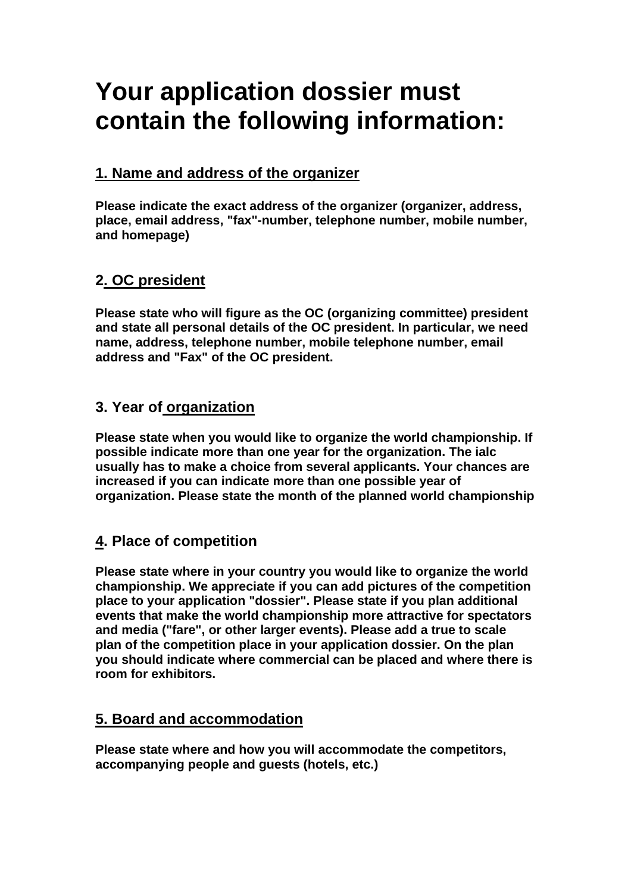# Your application dossier must contain the following information:

## 1. Name and address of the organizer

**Please indicate the exact address of the organizer (organizer, address, place, email address, "fax"-number, telephone number, mobile number, and homepage)**

## 2. OC president

**Please state who will figure as the OC (organizing committee) president and state all personal details of the OC president. In particular, we need name, address, telephone number, mobile telephone number, email address and "Fax" of the OC president.**

## 3. Year of organization

**Please state when you would like to organize the world championship. If possible indicate more than one year for the organization. The ialc usually has to make a choice from several applicants. Your chances are increased if you can indicate more than one possible year of organization. Please state the month of the planned world championship**

## 4. Place of competition

**Please state where in your country you would like to organize the world championship. We appreciate if you can add pictures of the competition place to your application "dossier". Please state if you plan additional events that make the world championship more attractive for spectators and media ("fare", or other larger events). Please add a true to scale plan of the competition place in your application dossier. On the plan you should indicate where commercial can be placed and where there is room for exhibitors.**

## 5. Board and accommodation

**Please state where and how you will accommodate the competitors, accompanying people and guests (hotels, etc.)**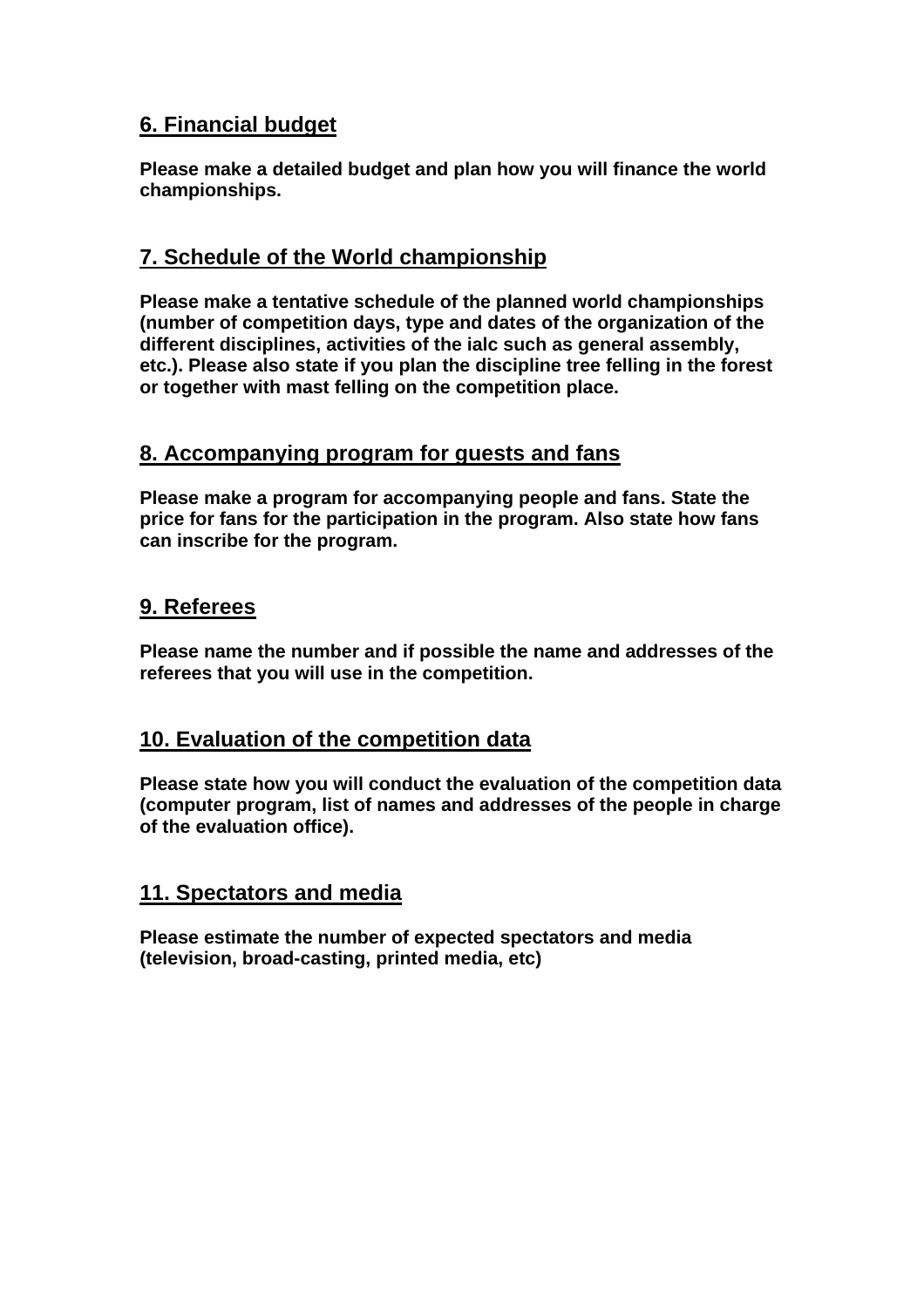## 6. Financial budget

**Please make a detailed budget and plan how you will finance the world championships.**

## 7. Schedule of the World championship

**Please make a tentative schedule of the planned world championships (number of competition days, type and dates of the organization of the different disciplines, activities of the ialc such as general assembly, etc.). Please also state if you plan the discipline tree felling in the forest or together with mast felling on the competition place.**

## 8. Accompanying program for guests and fans

**Please make a program for accompanying people and fans. State the price for fans for the participation in the program. Also state how fans can inscribe for the program.**

## 9. Referees

**Please name the number and if possible the name and addresses of the referees that you will use in the competition.**

## 10. Evaluation of the competition data

**Please state how you will conduct the evaluation of the competition data (computer program, list of names and addresses of the people in charge of the evaluation office).**

## 11. Spectators and media

**Please estimate the number of expected spectators and media (television, broad-casting, printed media, etc)**